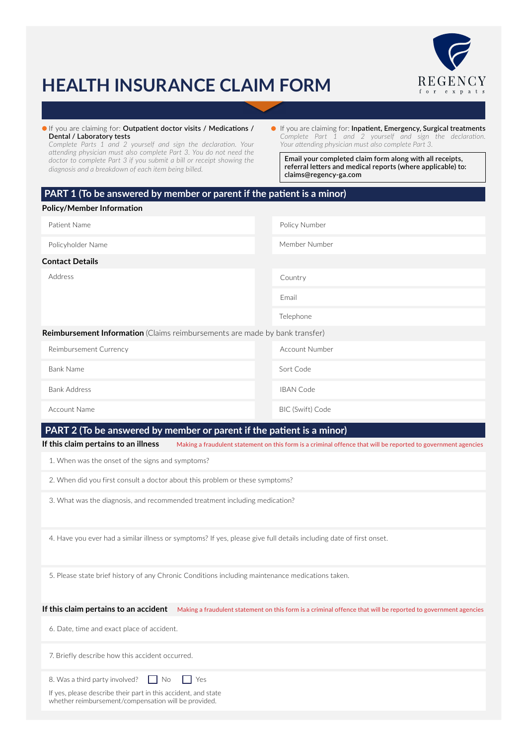# HEALTH INSURANCE CLAIM FORM

REGENCY
for expats

- If you are claiming for: **Outpatient doctor visits / Medications / Dental / Laboratory tests**
  *Complete Parts 1 and 2 yourself and sign the declaration. Your attending physician must also complete Part 3. You do not need the doctor to complete Part 3 if you submit a bill or receipt showing the diagnosis and a breakdown of each item being billed.*

- If you are claiming for: **Inpatient, Emergency, Surgical treatments**
  *Complete Part 1 and 2 yourself and sign the declaration. Your attending physician must also complete Part 3.*

**Email your completed claim form along with all receipts, referral letters and medical reports (where applicable) to: claims@regency-ga.com**

## PART 1 (To be answered by member or parent if the patient is a minor)

### Policy/Member Information

| | |
|---|---|
| Patient Name | Policy Number |
| Policyholder Name | Member Number |

### Contact Details

| | |
|---|---|
| Address | Country |
| | Email |
| | Telephone |

### Reimbursement Information (Claims reimbursements are made by bank transfer)

| | |
|---|---|
| Reimbursement Currency | Account Number |
| Bank Name | Sort Code |
| Bank Address | IBAN Code |
| Account Name | BIC (Swift) Code |

## PART 2 (To be answered by member or parent if the patient is a minor)

### If this claim pertains to an illness

Making a fraudulent statement on this form is a criminal offence that will be reported to government agencies

1. When was the onset of the signs and symptoms?
2. When did you first consult a doctor about this problem or these symptoms?
3. What was the diagnosis, and recommended treatment including medication?
4. Have you ever had a similar illness or symptoms? If yes, please give full details including date of first onset.
5. Please state brief history of any Chronic Conditions including maintenance medications taken.

### If this claim pertains to an accident

Making a fraudulent statement on this form is a criminal offence that will be reported to government agencies

6. Date, time and exact place of accident.
7. Briefly describe how this accident occurred.
8. Was a third party involved? ☐ No ☐ Yes

If yes, please describe their part in this accident, and state whether reimbursement/compensation will be provided.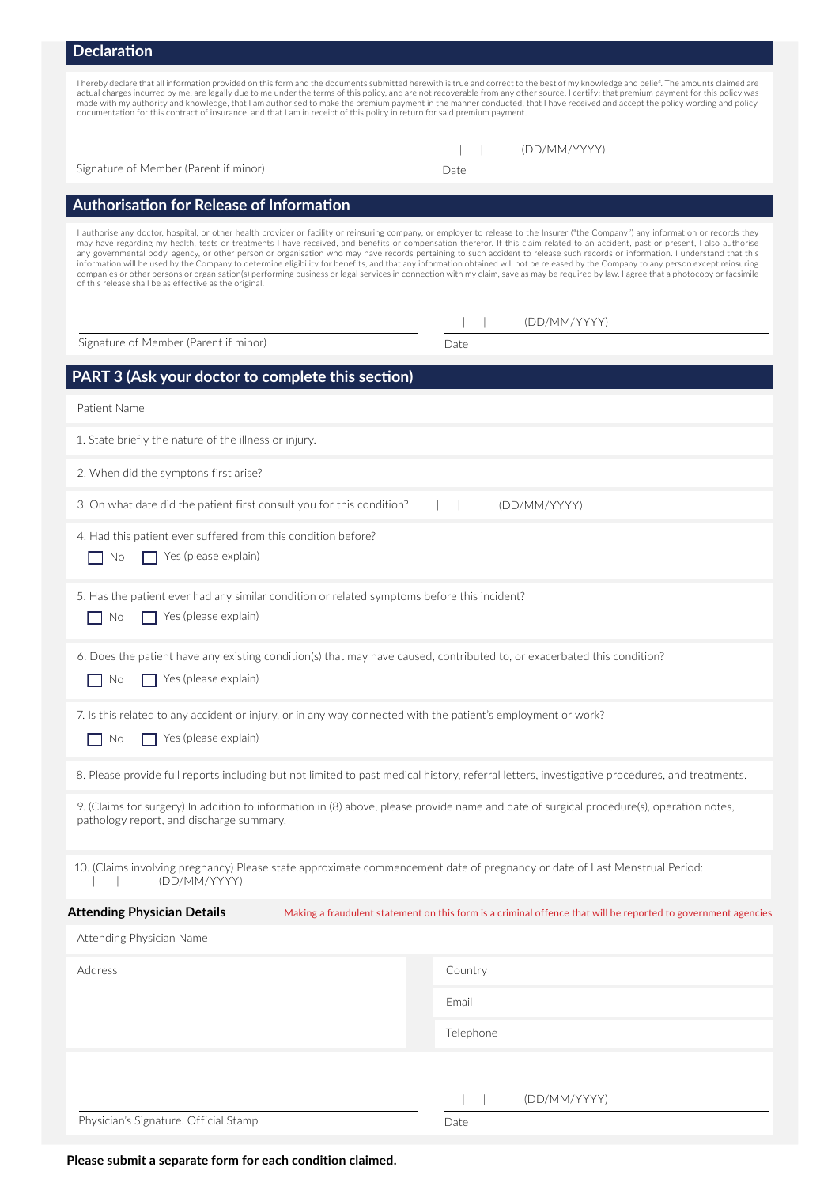## Declaration

I hereby declare that all information provided on this form and the documents submitted herewith is true and correct to the best of my knowledge and belief. The amounts claimed are actual charges incurred by me, are legally due to me under the terms of this policy, and are not recoverable from any other source. I certify; that premium payment for this policy was made with my authority and knowledge, that I am authorised to make the premium payment in the manner conducted, that I have received and accept the policy wording and policy documentation for this contract of insurance, and that I am in receipt of this policy in return for said premium payment.

Signature of Member (Parent if minor)

Date | | (DD/MM/YYYY)

## Authorisation for Release of Information

I authorise any doctor, hospital, or other health provider or facility or reinsuring company, or employer to release to the Insurer ("the Company") any information or records they may have regarding my health, tests or treatments I have received, and benefits or compensation therefor. If this claim related to an accident, past or present, I also authorise any governmental body, agency, or other person or organisation who may have records pertaining to such accident to release such records or information. I understand that this information will be used by the Company to determine eligibility for benefits, and that any information obtained will not be released by the Company to any person except reinsuring companies or other persons or organisation(s) performing business or legal services in connection with my claim, save as may be required by law. I agree that a photocopy or facsimile of this release shall be as effective as the original.

Signature of Member (Parent if minor)

Date | | (DD/MM/YYYY)

## PART 3 (Ask your doctor to complete this section)

Patient Name

1. State briefly the nature of the illness or injury.

2. When did the symptons first arise?

3. On what date did the patient first consult you for this condition? | | (DD/MM/YYYY)

4. Had this patient ever suffered from this condition before?
   - [ ] No
   - [ ] Yes (please explain)

5. Has the patient ever had any similar condition or related symptoms before this incident?
   - [ ] No
   - [ ] Yes (please explain)

6. Does the patient have any existing condition(s) that may have caused, contributed to, or exacerbated this condition?
   - [ ] No
   - [ ] Yes (please explain)

7. Is this related to any accident or injury, or in any way connected with the patient's employment or work?
   - [ ] No
   - [ ] Yes (please explain)

8. Please provide full reports including but not limited to past medical history, referral letters, investigative procedures, and treatments.

9. (Claims for surgery) In addition to information in (8) above, please provide name and date of surgical procedure(s), operation notes, pathology report, and discharge summary.

10. (Claims involving pregnancy) Please state approximate commencement date of pregnancy or date of Last Menstrual Period: | | (DD/MM/YYYY)

**Attending Physician Details**

Making a fraudulent statement on this form is a criminal offence that will be reported to government agencies

Attending Physician Name

Address

Country

Email

Telephone

Physician's Signature. Official Stamp

Date | | (DD/MM/YYYY)

**Please submit a separate form for each condition claimed.**